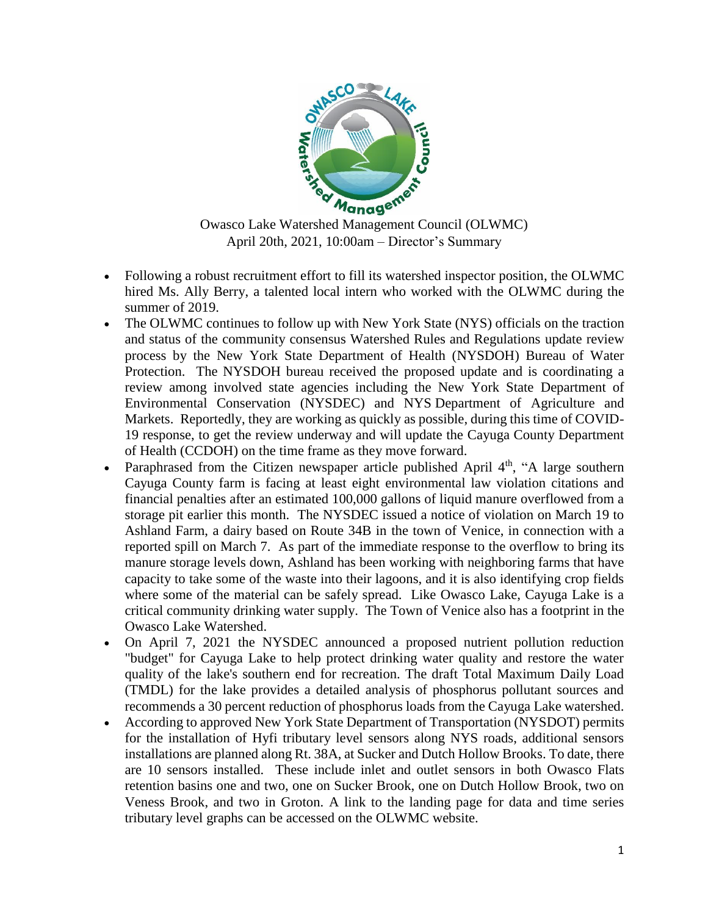Owasco Lake Watershed Management Council (OLWMC)
April 20th, 2021, 10:00am – Director's Summary

- Following a robust recruitment effort to fill its watershed inspector position, the OLWMC hired Ms. Ally Berry, a talented local intern who worked with the OLWMC during the summer of 2019.
- The OLWMC continues to follow up with New York State (NYS) officials on the traction and status of the community consensus Watershed Rules and Regulations update review process by the New York State Department of Health (NYSDOH) Bureau of Water Protection. The NYSDOH bureau received the proposed update and is coordinating a review among involved state agencies including the New York State Department of Environmental Conservation (NYSDEC) and NYS Department of Agriculture and Markets. Reportedly, they are working as quickly as possible, during this time of COVID-19 response, to get the review underway and will update the Cayuga County Department of Health (CCDOH) on the time frame as they move forward.
- Paraphrased from the Citizen newspaper article published April 4th, "A large southern Cayuga County farm is facing at least eight environmental law violation citations and financial penalties after an estimated 100,000 gallons of liquid manure overflowed from a storage pit earlier this month. The NYSDEC issued a notice of violation on March 19 to Ashland Farm, a dairy based on Route 34B in the town of Venice, in connection with a reported spill on March 7. As part of the immediate response to the overflow to bring its manure storage levels down, Ashland has been working with neighboring farms that have capacity to take some of the waste into their lagoons, and it is also identifying crop fields where some of the material can be safely spread. Like Owasco Lake, Cayuga Lake is a critical community drinking water supply. The Town of Venice also has a footprint in the Owasco Lake Watershed.
- On April 7, 2021 the NYSDEC announced a proposed nutrient pollution reduction "budget" for Cayuga Lake to help protect drinking water quality and restore the water quality of the lake's southern end for recreation. The draft Total Maximum Daily Load (TMDL) for the lake provides a detailed analysis of phosphorus pollutant sources and recommends a 30 percent reduction of phosphorus loads from the Cayuga Lake watershed.
- According to approved New York State Department of Transportation (NYSDOT) permits for the installation of Hyfi tributary level sensors along NYS roads, additional sensors installations are planned along Rt. 38A, at Sucker and Dutch Hollow Brooks. To date, there are 10 sensors installed. These include inlet and outlet sensors in both Owasco Flats retention basins one and two, one on Sucker Brook, one on Dutch Hollow Brook, two on Veness Brook, and two in Groton. A link to the landing page for data and time series tributary level graphs can be accessed on the OLWMC website.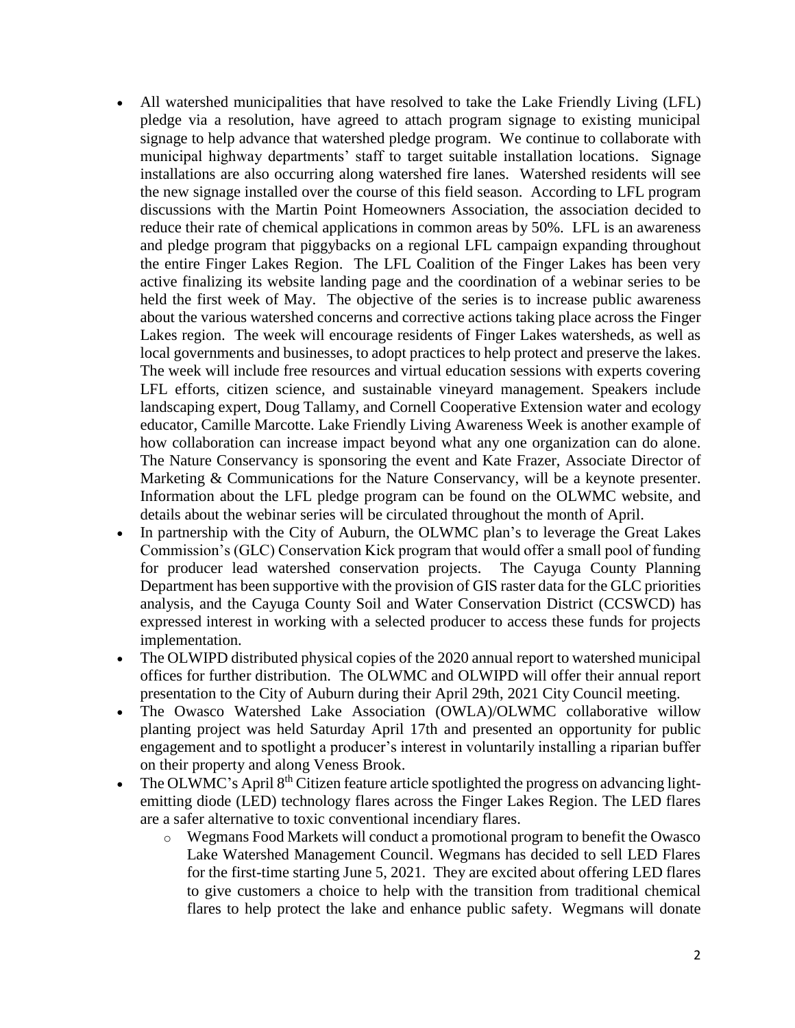- All watershed municipalities that have resolved to take the Lake Friendly Living (LFL) pledge via a resolution, have agreed to attach program signage to existing municipal signage to help advance that watershed pledge program. We continue to collaborate with municipal highway departments' staff to target suitable installation locations. Signage installations are also occurring along watershed fire lanes. Watershed residents will see the new signage installed over the course of this field season. According to LFL program discussions with the Martin Point Homeowners Association, the association decided to reduce their rate of chemical applications in common areas by 50%. LFL is an awareness and pledge program that piggybacks on a regional LFL campaign expanding throughout the entire Finger Lakes Region. The LFL Coalition of the Finger Lakes has been very active finalizing its website landing page and the coordination of a webinar series to be held the first week of May. The objective of the series is to increase public awareness about the various watershed concerns and corrective actions taking place across the Finger Lakes region. The week will encourage residents of Finger Lakes watersheds, as well as local governments and businesses, to adopt practices to help protect and preserve the lakes. The week will include free resources and virtual education sessions with experts covering LFL efforts, citizen science, and sustainable vineyard management. Speakers include landscaping expert, Doug Tallamy, and Cornell Cooperative Extension water and ecology educator, Camille Marcotte. Lake Friendly Living Awareness Week is another example of how collaboration can increase impact beyond what any one organization can do alone. The Nature Conservancy is sponsoring the event and Kate Frazer, Associate Director of Marketing & Communications for the Nature Conservancy, will be a keynote presenter. Information about the LFL pledge program can be found on the OLWMC website, and details about the webinar series will be circulated throughout the month of April.
- In partnership with the City of Auburn, the OLWMC plan's to leverage the Great Lakes Commission's (GLC) Conservation Kick program that would offer a small pool of funding for producer lead watershed conservation projects. The Cayuga County Planning Department has been supportive with the provision of GIS raster data for the GLC priorities analysis, and the Cayuga County Soil and Water Conservation District (CCSWCD) has expressed interest in working with a selected producer to access these funds for projects implementation.
- The OLWIPD distributed physical copies of the 2020 annual report to watershed municipal offices for further distribution. The OLWMC and OLWIPD will offer their annual report presentation to the City of Auburn during their April 29th, 2021 City Council meeting.
- The Owasco Watershed Lake Association (OWLA)/OLWMC collaborative willow planting project was held Saturday April 17th and presented an opportunity for public engagement and to spotlight a producer's interest in voluntarily installing a riparian buffer on their property and along Veness Brook.
- The OLWMC's April 8th Citizen feature article spotlighted the progress on advancing light-emitting diode (LED) technology flares across the Finger Lakes Region. The LED flares are a safer alternative to toxic conventional incendiary flares.
  - Wegmans Food Markets will conduct a promotional program to benefit the Owasco Lake Watershed Management Council. Wegmans has decided to sell LED Flares for the first-time starting June 5, 2021. They are excited about offering LED flares to give customers a choice to help with the transition from traditional chemical flares to help protect the lake and enhance public safety. Wegmans will donate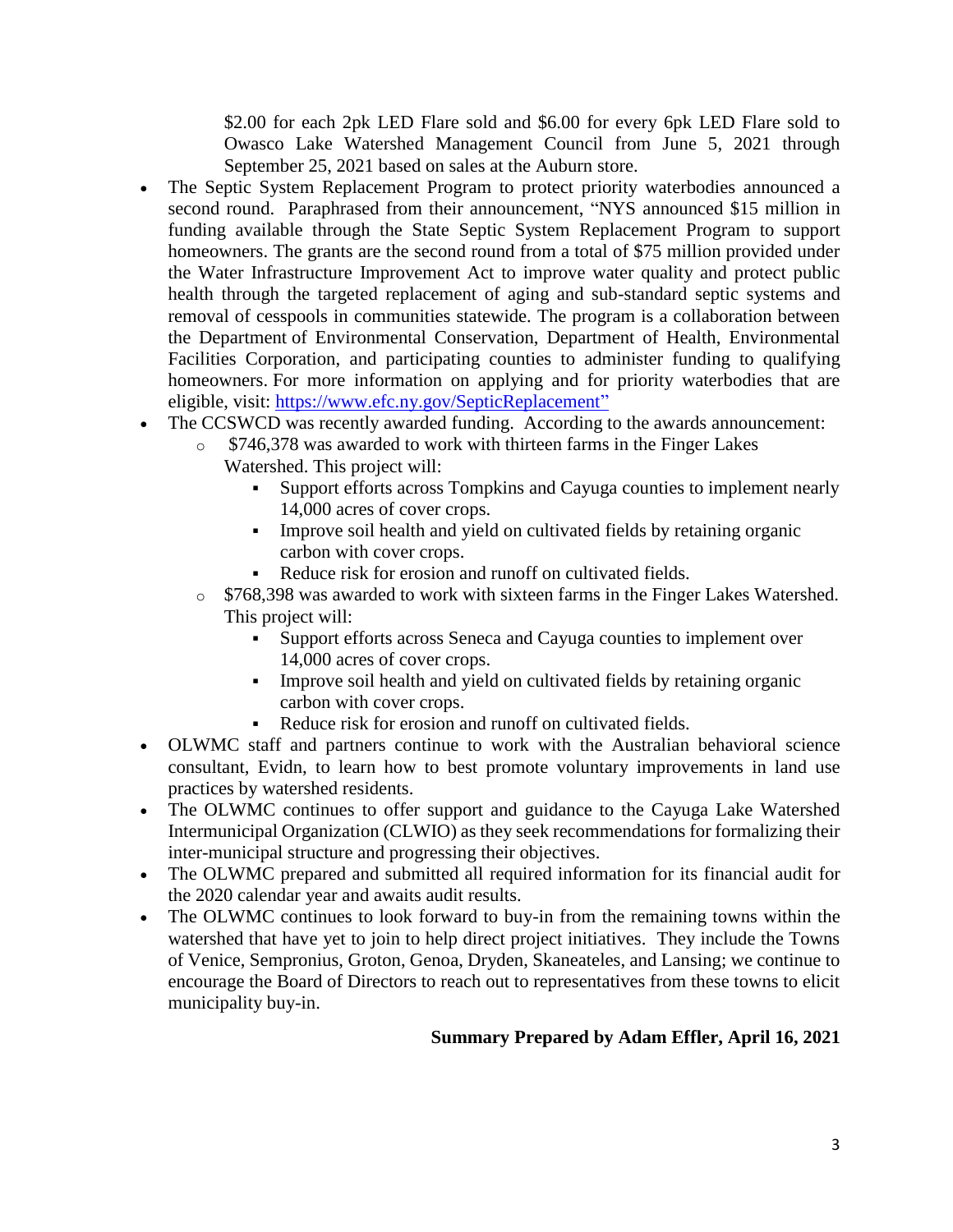$2.00 for each 2pk LED Flare sold and $6.00 for every 6pk LED Flare sold to Owasco Lake Watershed Management Council from June 5, 2021 through September 25, 2021 based on sales at the Auburn store.

- The Septic System Replacement Program to protect priority waterbodies announced a second round. Paraphrased from their announcement, "NYS announced $15 million in funding available through the State Septic System Replacement Program to support homeowners. The grants are the second round from a total of $75 million provided under the Water Infrastructure Improvement Act to improve water quality and protect public health through the targeted replacement of aging and sub-standard septic systems and removal of cesspools in communities statewide. The program is a collaboration between the Department of Environmental Conservation, Department of Health, Environmental Facilities Corporation, and participating counties to administer funding to qualifying homeowners. For more information on applying and for priority waterbodies that are eligible, visit: [https://www.efc.ny.gov/SepticReplacement"](https://www.efc.ny.gov/SepticReplacement)
- The CCSWCD was recently awarded funding. According to the awards announcement:
  - $746,378 was awarded to work with thirteen farms in the Finger Lakes Watershed. This project will:
    - Support efforts across Tompkins and Cayuga counties to implement nearly 14,000 acres of cover crops.
    - Improve soil health and yield on cultivated fields by retaining organic carbon with cover crops.
    - Reduce risk for erosion and runoff on cultivated fields.
  - $768,398 was awarded to work with sixteen farms in the Finger Lakes Watershed. This project will:
    - Support efforts across Seneca and Cayuga counties to implement over 14,000 acres of cover crops.
    - Improve soil health and yield on cultivated fields by retaining organic carbon with cover crops.
    - Reduce risk for erosion and runoff on cultivated fields.
- OLWMC staff and partners continue to work with the Australian behavioral science consultant, Evidn, to learn how to best promote voluntary improvements in land use practices by watershed residents.
- The OLWMC continues to offer support and guidance to the Cayuga Lake Watershed Intermunicipal Organization (CLWIO) as they seek recommendations for formalizing their inter-municipal structure and progressing their objectives.
- The OLWMC prepared and submitted all required information for its financial audit for the 2020 calendar year and awaits audit results.
- The OLWMC continues to look forward to buy-in from the remaining towns within the watershed that have yet to join to help direct project initiatives. They include the Towns of Venice, Sempronius, Groton, Genoa, Dryden, Skaneateles, and Lansing; we continue to encourage the Board of Directors to reach out to representatives from these towns to elicit municipality buy-in.

**Summary Prepared by Adam Effler, April 16, 2021**